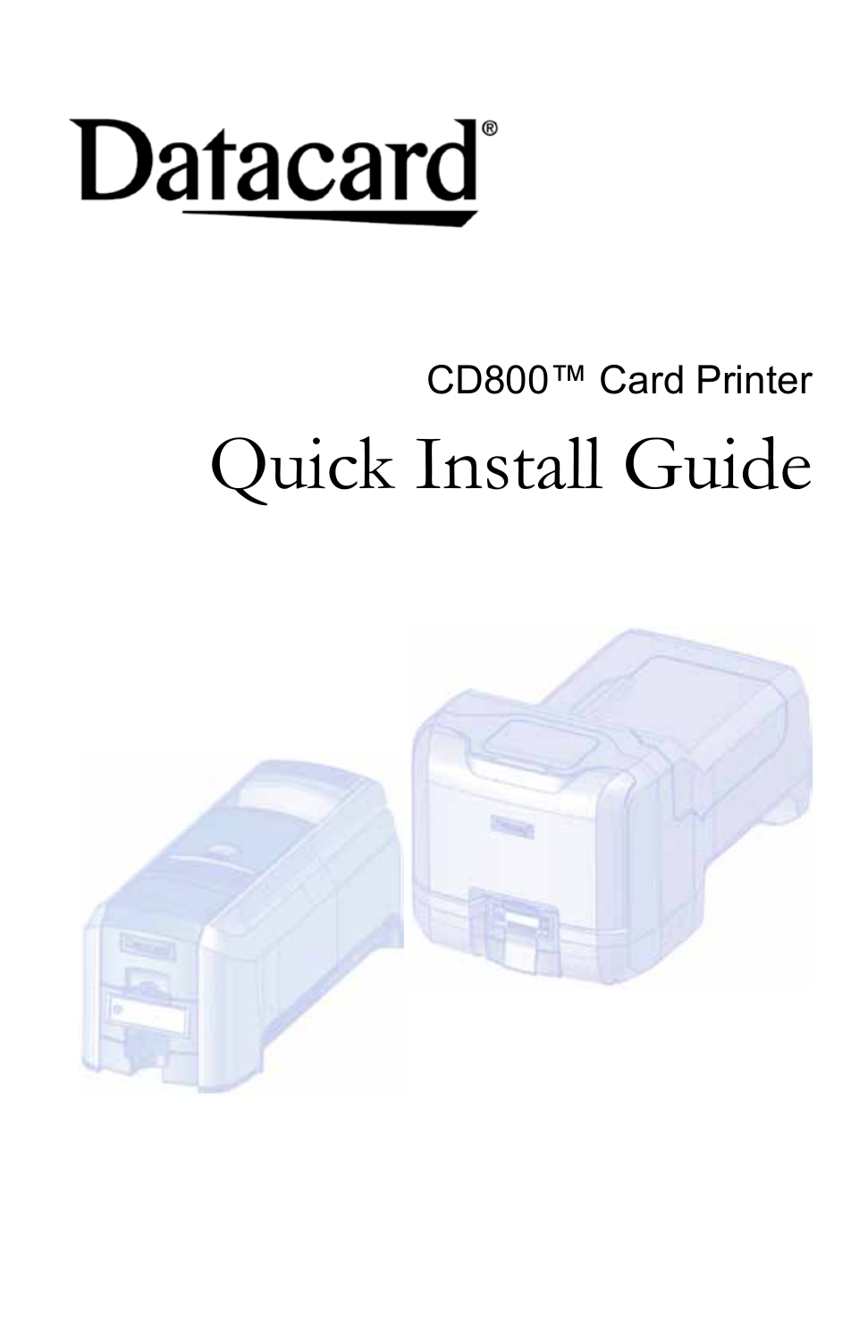Datacard®

CD800™ Card Printer

# Quick Install Guide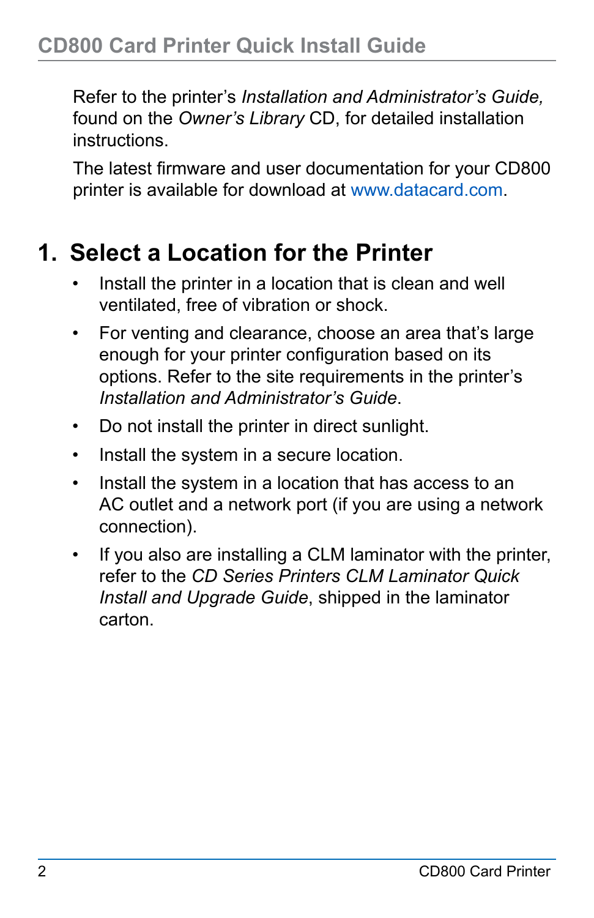Refer to the printer's *Installation and Administrator's Guide,* found on the *Owner's Library* CD, for detailed installation instructions.

The latest firmware and user documentation for your CD800 printer is available for download at www.datacard.com.

## 1. Select a Location for the Printer

- Install the printer in a location that is clean and well ventilated, free of vibration or shock.
- For venting and clearance, choose an area that's large enough for your printer configuration based on its options. Refer to the site requirements in the printer's *Installation and Administrator's Guide*.
- Do not install the printer in direct sunlight.
- Install the system in a secure location.
- Install the system in a location that has access to an AC outlet and a network port (if you are using a network connection).
- If you also are installing a CLM laminator with the printer, refer to the *CD Series Printers CLM Laminator Quick Install and Upgrade Guide*, shipped in the laminator carton.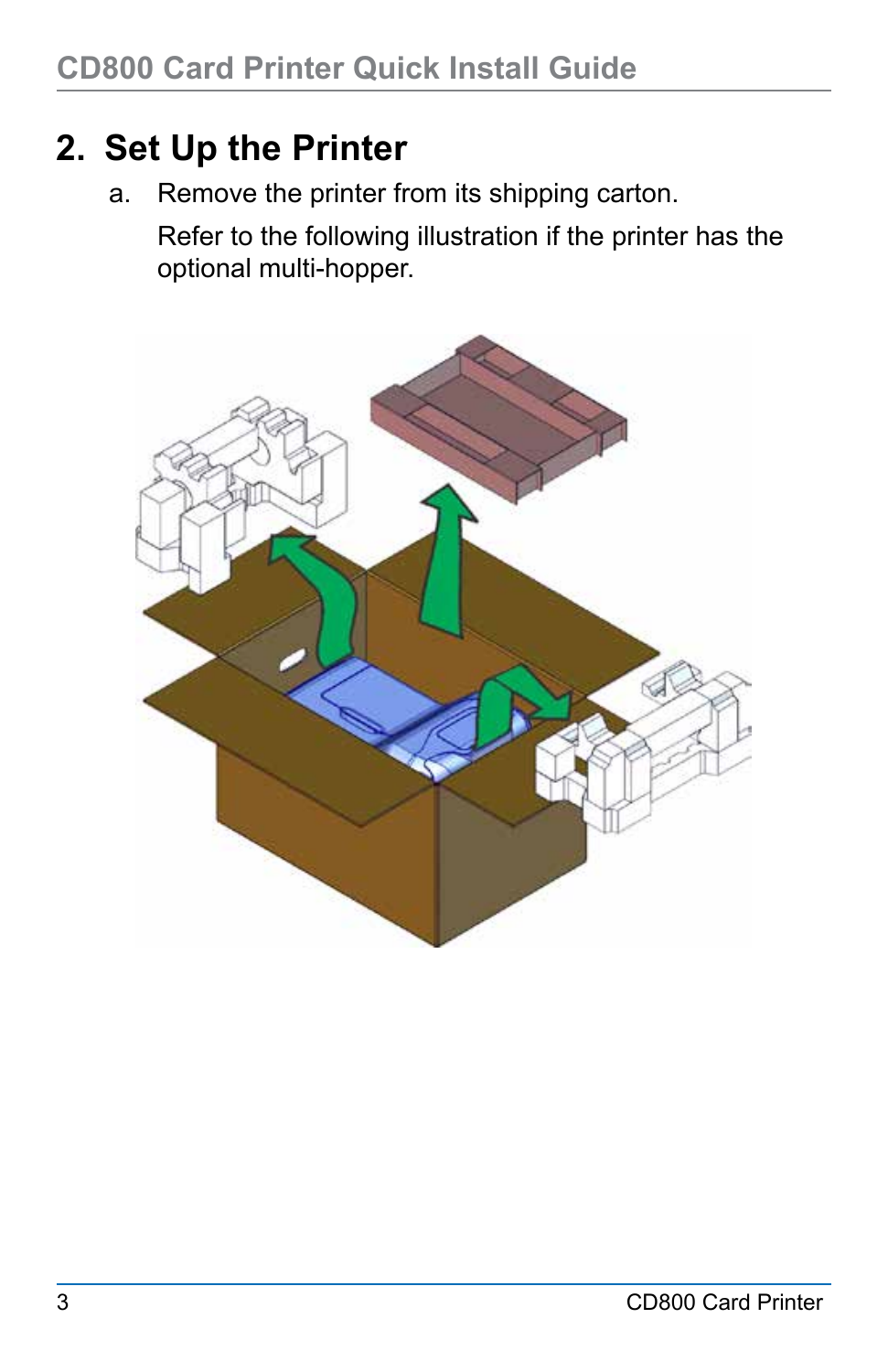## 2. Set Up the Printer

a. Remove the printer from its shipping carton.

   Refer to the following illustration if the printer has the optional multi-hopper.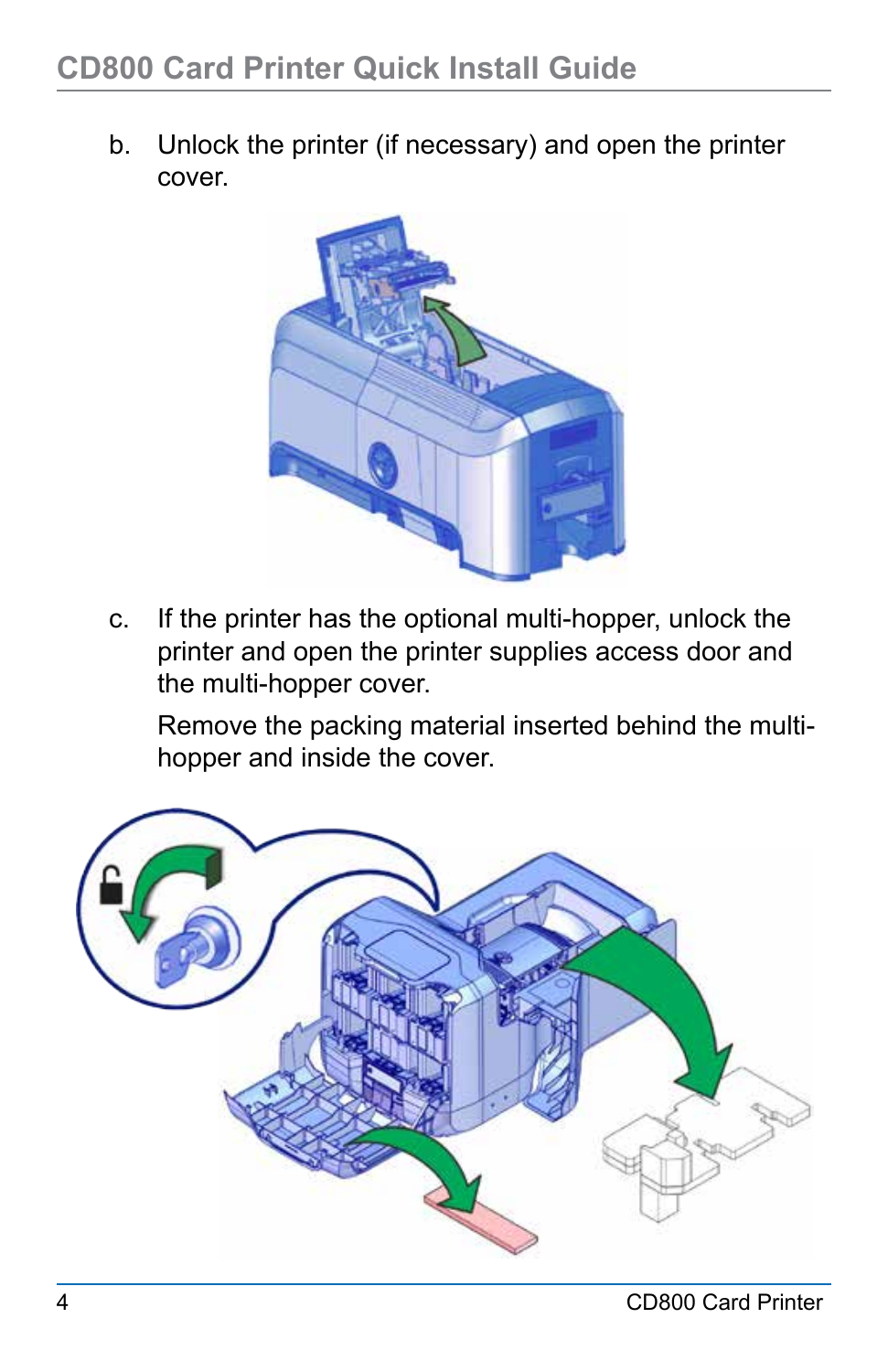b. Unlock the printer (if necessary) and open the printer cover.

c. If the printer has the optional multi-hopper, unlock the printer and open the printer supplies access door and the multi-hopper cover.

   Remove the packing material inserted behind the multi-hopper and inside the cover.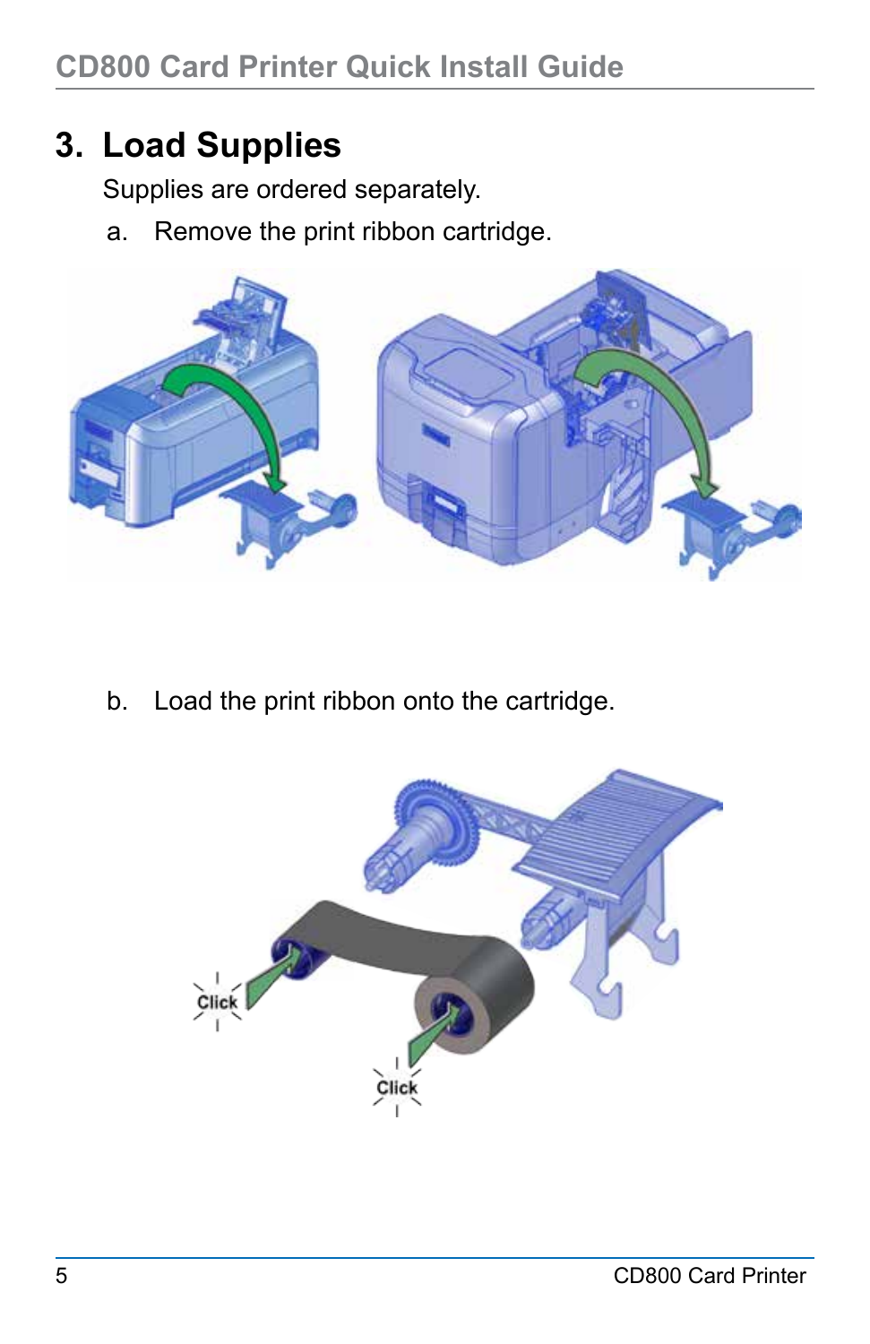# 3. Load Supplies

Supplies are ordered separately.

a. Remove the print ribbon cartridge.

b. Load the print ribbon onto the cartridge.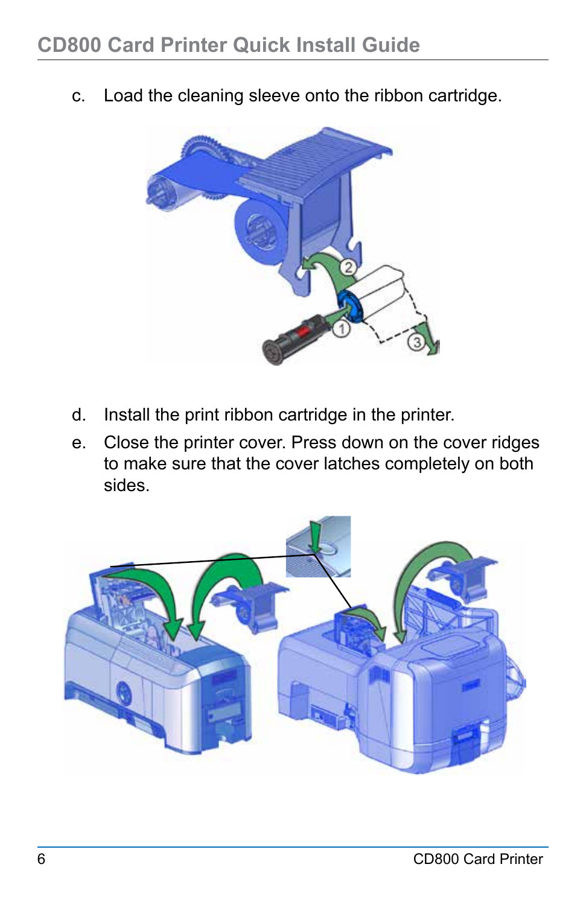c. Load the cleaning sleeve onto the ribbon cartridge.

d. Install the print ribbon cartridge in the printer.

e. Close the printer cover. Press down on the cover ridges to make sure that the cover latches completely on both sides.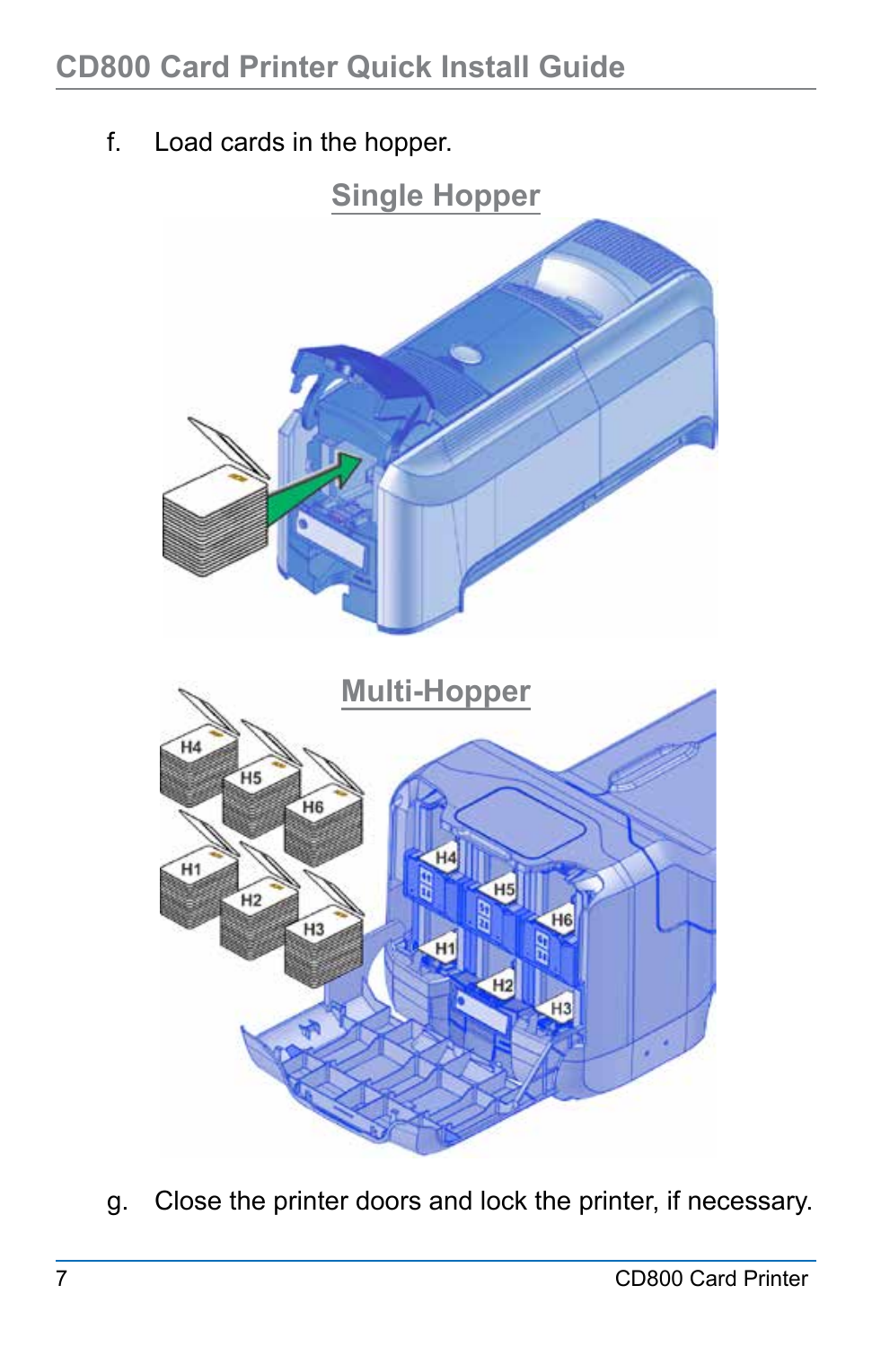f. Load cards in the hopper.

## Single Hopper

## Multi-Hopper

g. Close the printer doors and lock the printer, if necessary.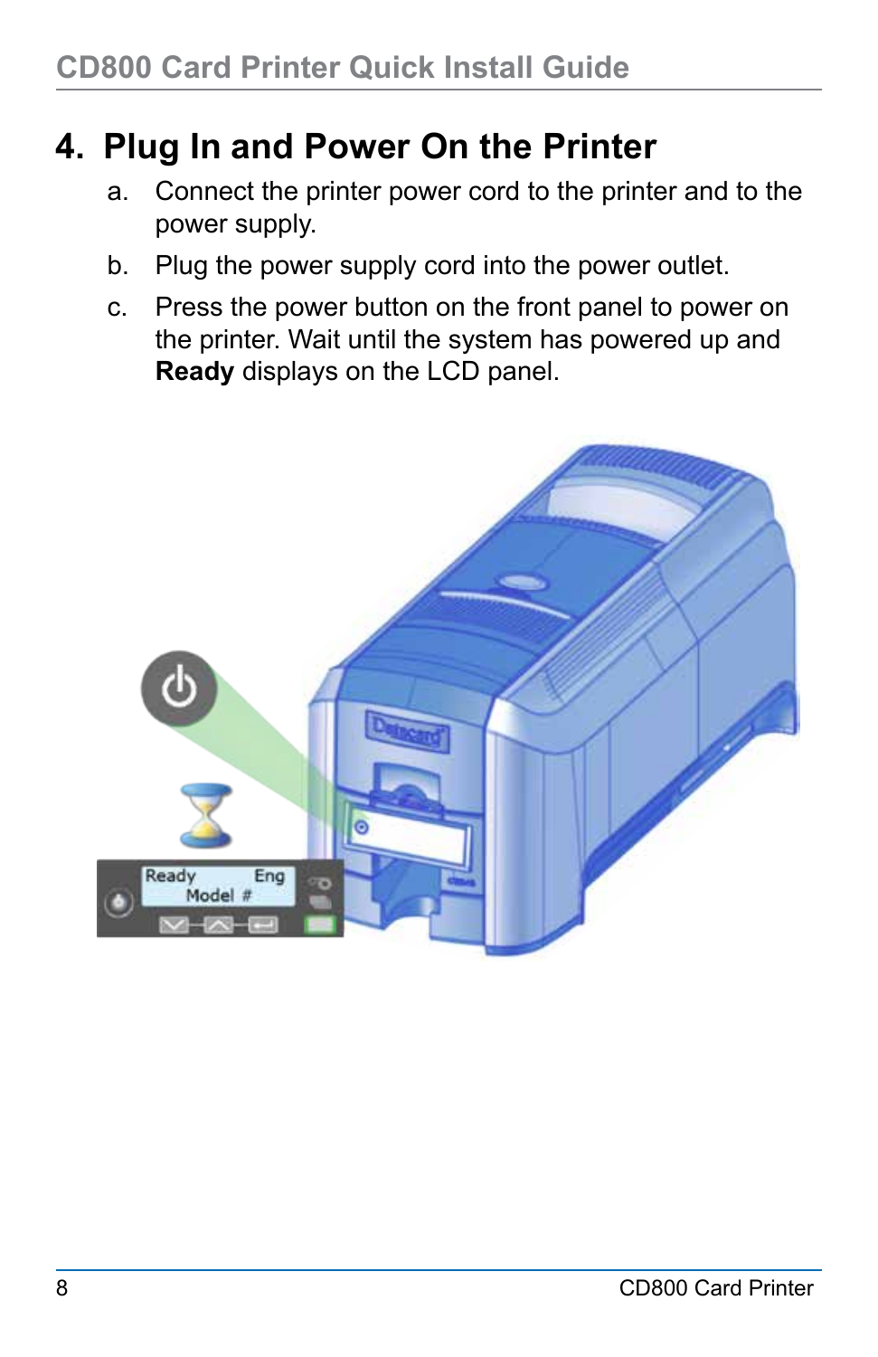# 4. Plug In and Power On the Printer

a. Connect the printer power cord to the printer and to the power supply.

b. Plug the power supply cord into the power outlet.

c. Press the power button on the front panel to power on the printer. Wait until the system has powered up and **Ready** displays on the LCD panel.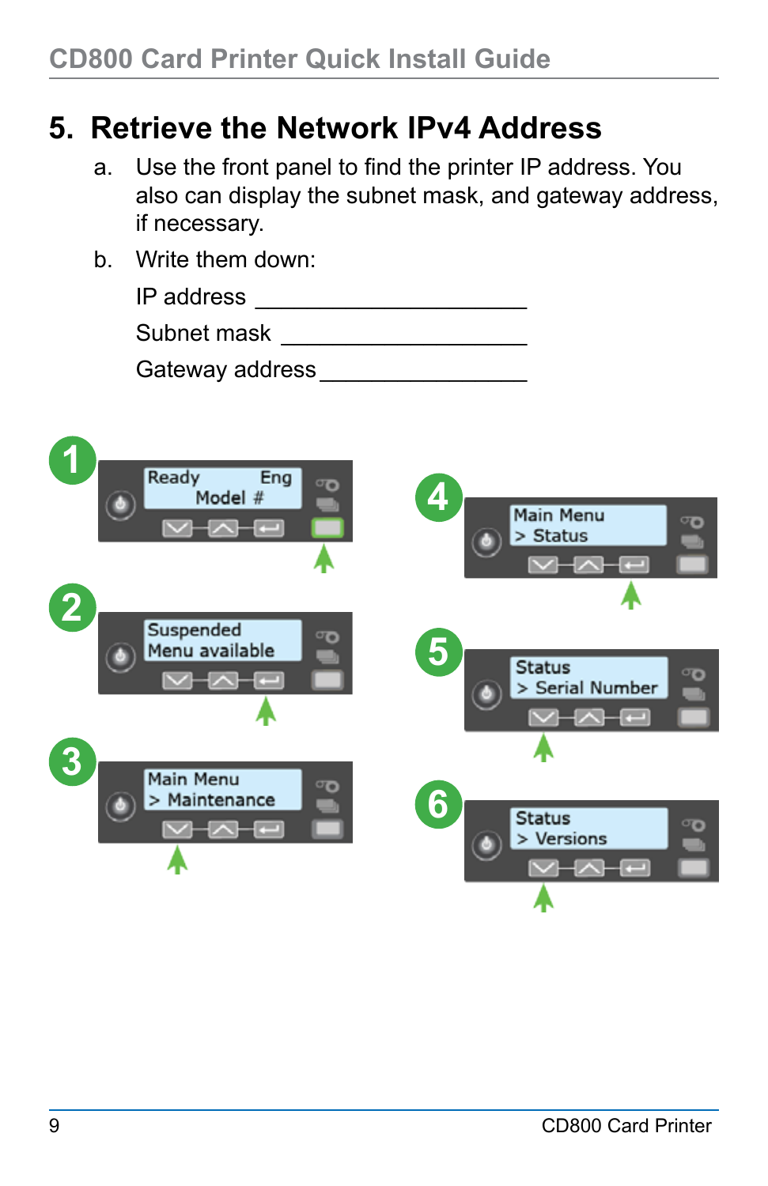## 5. Retrieve the Network IPv4 Address

a. Use the front panel to find the printer IP address. You also can display the subnet mask, and gateway address, if necessary.

b. Write them down:

IP address ____________________

Subnet mask ____________________

Gateway address ________________

1. Ready Eng / Model #
2. Suspended / Menu available
3. Main Menu / > Maintenance
4. Main Menu / > Status
5. Status / > Serial Number
6. Status / > Versions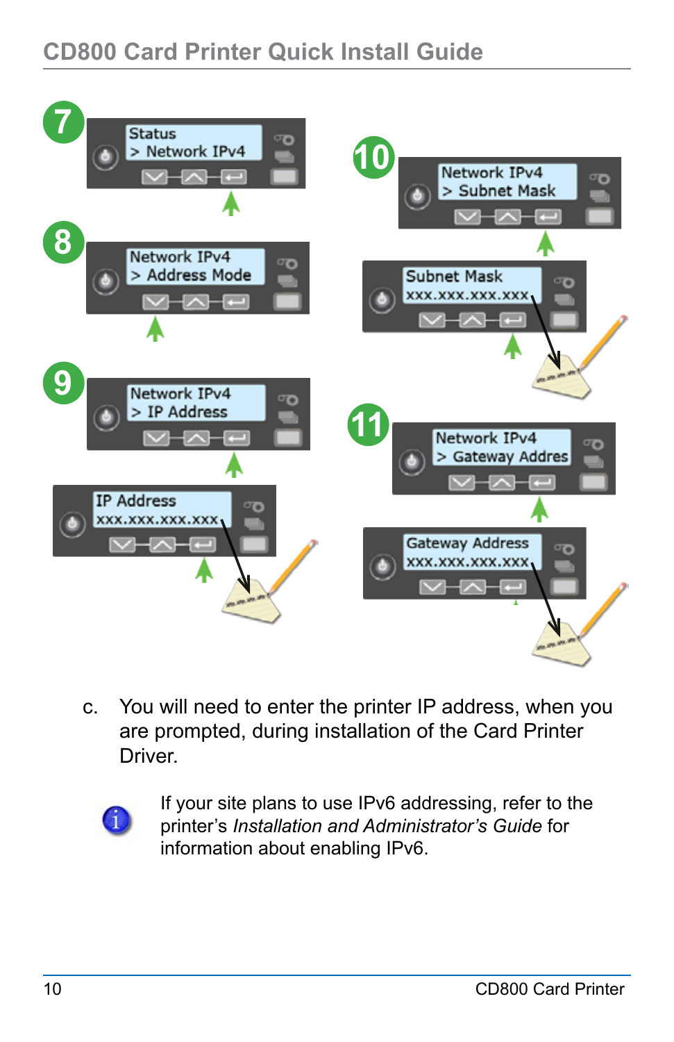7

Status
> Network IPv4

8

Network IPv4
> Address Mode

9

Network IPv4
> IP Address

IP Address
xxx.xxx.xxx.xxx

10

Network IPv4
> Subnet Mask

Subnet Mask
xxx.xxx.xxx.xxx

11

Network IPv4
> Gateway Addres

Gateway Address
xxx.xxx.xxx.xxx

c. You will need to enter the printer IP address, when you are prompted, during installation of the Card Printer Driver.

If your site plans to use IPv6 addressing, refer to the printer's *Installation and Administrator's Guide* for information about enabling IPv6.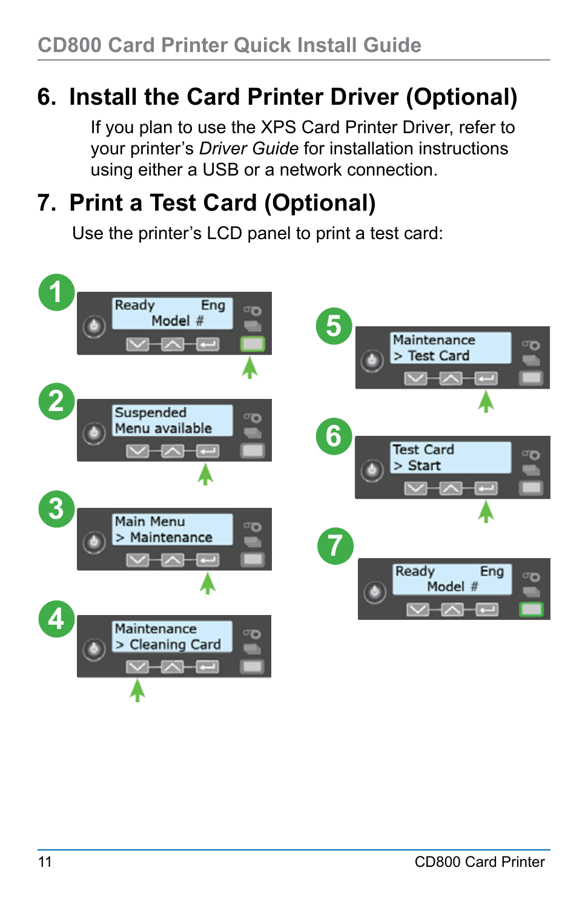## 6. Install the Card Printer Driver (Optional)

If you plan to use the XPS Card Printer Driver, refer to your printer's *Driver Guide* for installation instructions using either a USB or a network connection.

## 7. Print a Test Card (Optional)

Use the printer's LCD panel to print a test card:

1. Ready Eng
   Model #
2. Suspended
   Menu available
3. Main Menu
   > Maintenance
4. Maintenance
   > Cleaning Card
5. Maintenance
   > Test Card
6. Test Card
   > Start
7. Ready Eng
   Model #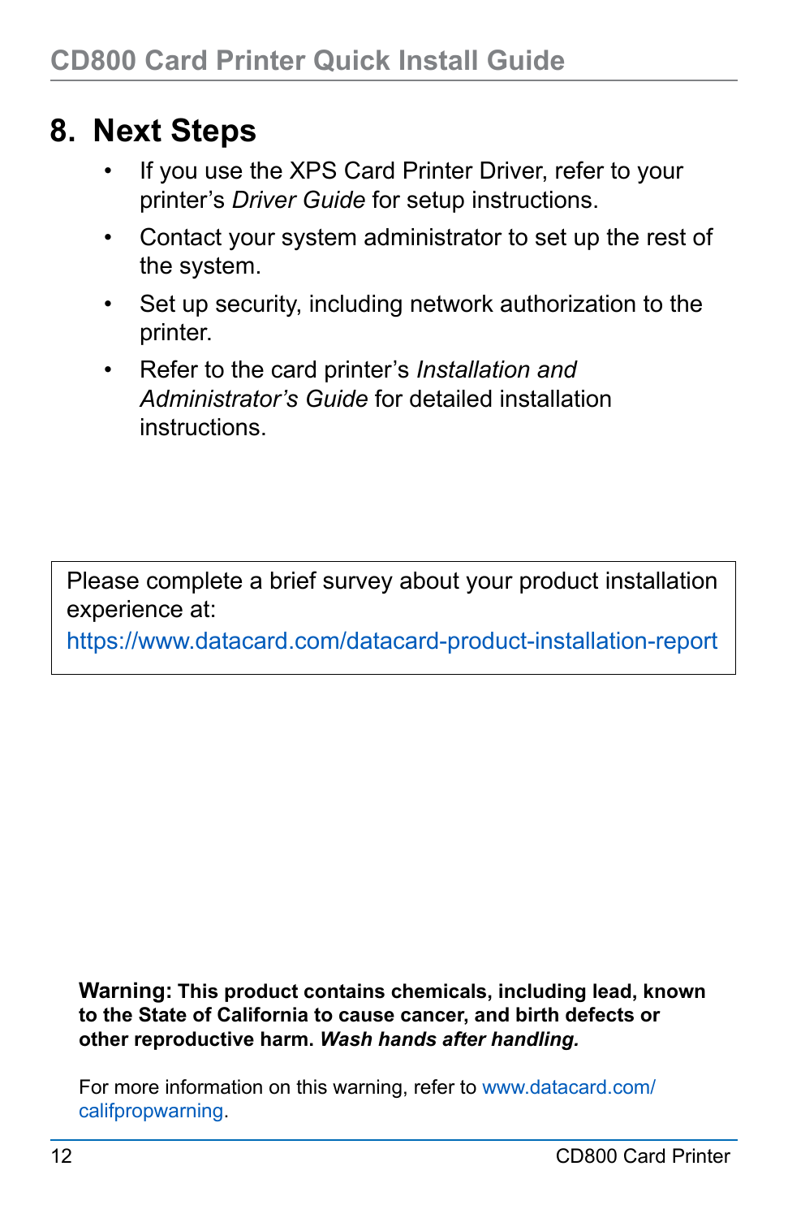## 8. Next Steps

- If you use the XPS Card Printer Driver, refer to your printer's *Driver Guide* for setup instructions.
- Contact your system administrator to set up the rest of the system.
- Set up security, including network authorization to the printer.
- Refer to the card printer's *Installation and Administrator's Guide* for detailed installation instructions.

> Please complete a brief survey about your product installation experience at:
> https://www.datacard.com/datacard-product-installation-report

**Warning: This product contains chemicals, including lead, known to the State of California to cause cancer, and birth defects or other reproductive harm. *Wash hands after handling.***

For more information on this warning, refer to www.datacard.com/califpropwarning.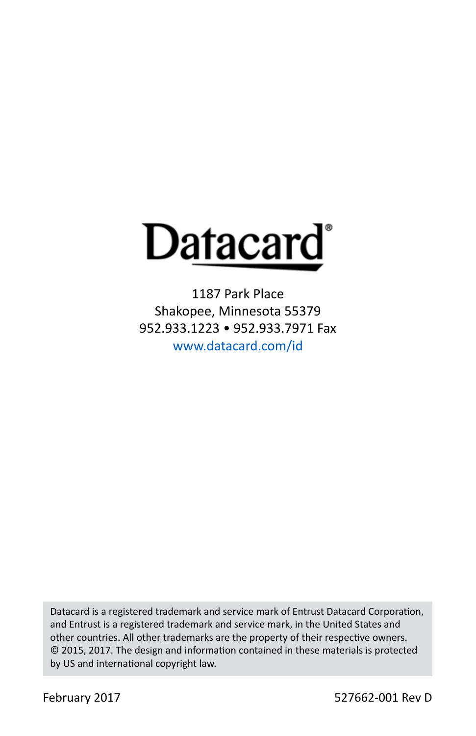Datacard®

1187 Park Place
Shakopee, Minnesota 55379
952.933.1223 • 952.933.7971 Fax
www.datacard.com/id

Datacard is a registered trademark and service mark of Entrust Datacard Corporation, and Entrust is a registered trademark and service mark, in the United States and other countries. All other trademarks are the property of their respective owners. © 2015, 2017. The design and information contained in these materials is protected by US and international copyright law.

February 2017

527662-001 Rev D